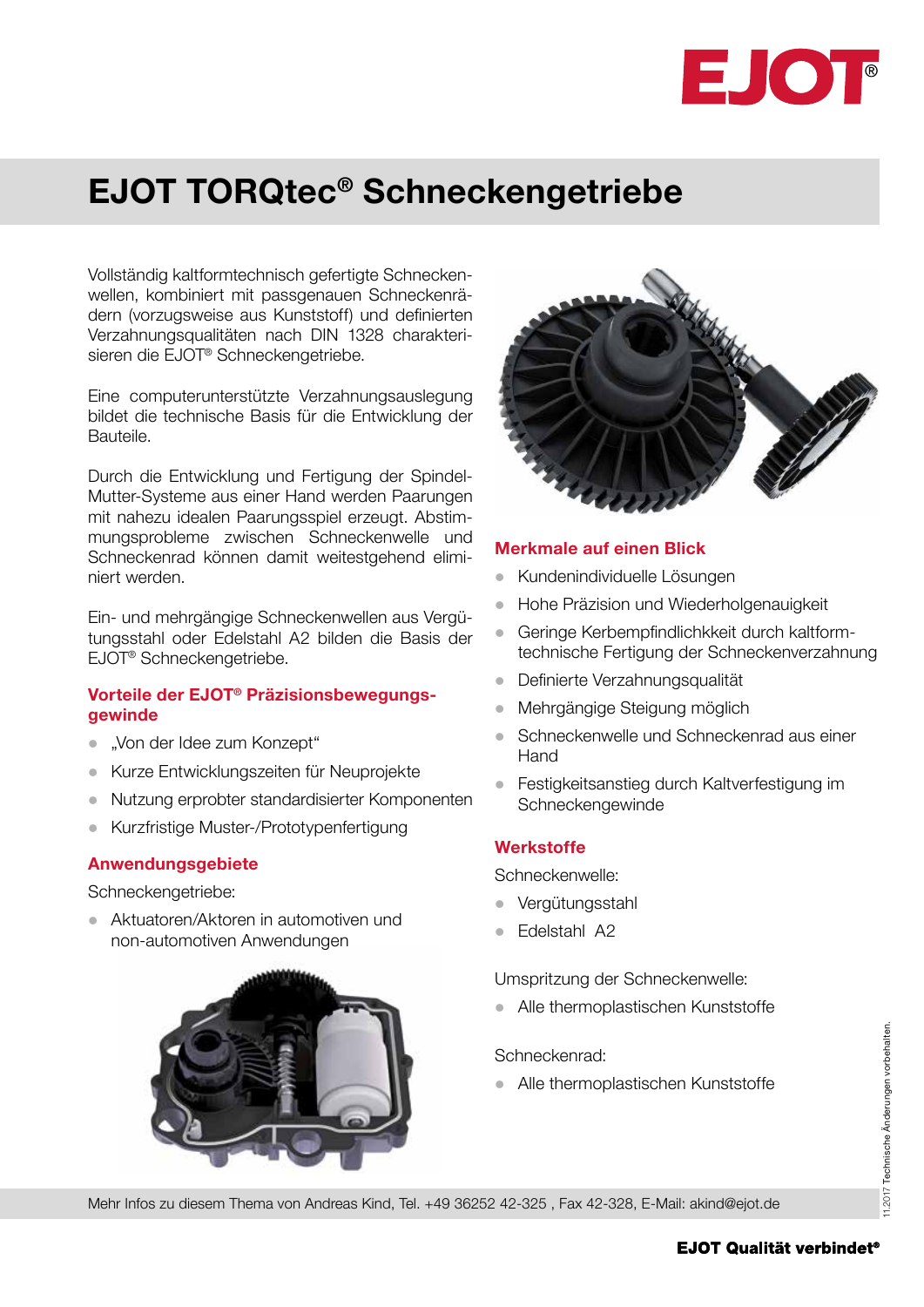# EJOT TORQtec® Schneckengetriebe

Vollständig kaltformtechnisch gefertigte Schneckenwellen, kombiniert mit passgenauen Schneckenrädern (vorzugsweise aus Kunststoff) und definierten Verzahnungsqualitäten nach DIN 1328 charakterisieren die EJOT® Schneckengetriebe.

Eine computerunterstützte Verzahnungsauslegung bildet die technische Basis für die Entwicklung der Bauteile.

Durch die Entwicklung und Fertigung der Spindel-Mutter-Systeme aus einer Hand werden Paarungen mit nahezu idealen Paarungsspiel erzeugt. Abstimmungsprobleme zwischen Schneckenwelle und Schneckenrad können damit weitestgehend eliminiert werden.

Ein- und mehrgängige Schneckenwellen aus Vergütungsstahl oder Edelstahl A2 bilden die Basis der EJOT® Schneckengetriebe.

## Vorteile der EJOT® Präzisionsbewegungsgewinde

- „Von der Idee zum Konzept"
- Kurze Entwicklungszeiten für Neuprojekte
- Nutzung erprobter standardisierter Komponenten
- Kurzfristige Muster-/Prototypenfertigung

## Anwendungsgebiete

Schneckengetriebe:

- Aktuatoren/Aktoren in automotiven und non-automotiven Anwendungen

## Merkmale auf einen Blick

- Kundenindividuelle Lösungen
- Hohe Präzision und Wiederholgenauigkeit
- Geringe Kerbempfindlichkkeit durch kaltformtechnische Fertigung der Schneckenverzahnung
- Definierte Verzahnungsqualität
- Mehrgängige Steigung möglich
- Schneckenwelle und Schneckenrad aus einer Hand
- Festigkeitsanstieg durch Kaltverfestigung im Schneckengewinde

## Werkstoffe

Schneckenwelle:

- Vergütungsstahl
- Edelstahl A2

Umspritzung der Schneckenwelle:

- Alle thermoplastischen Kunststoffe

Schneckenrad:

- Alle thermoplastischen Kunststoffe

Mehr Infos zu diesem Thema von Andreas Kind, Tel. +49 36252 42-325 , Fax 42-328, E-Mail: akind@ejot.de

11.2017 Technische Änderungen vorbehalten.

**EJOT Qualität verbindet®**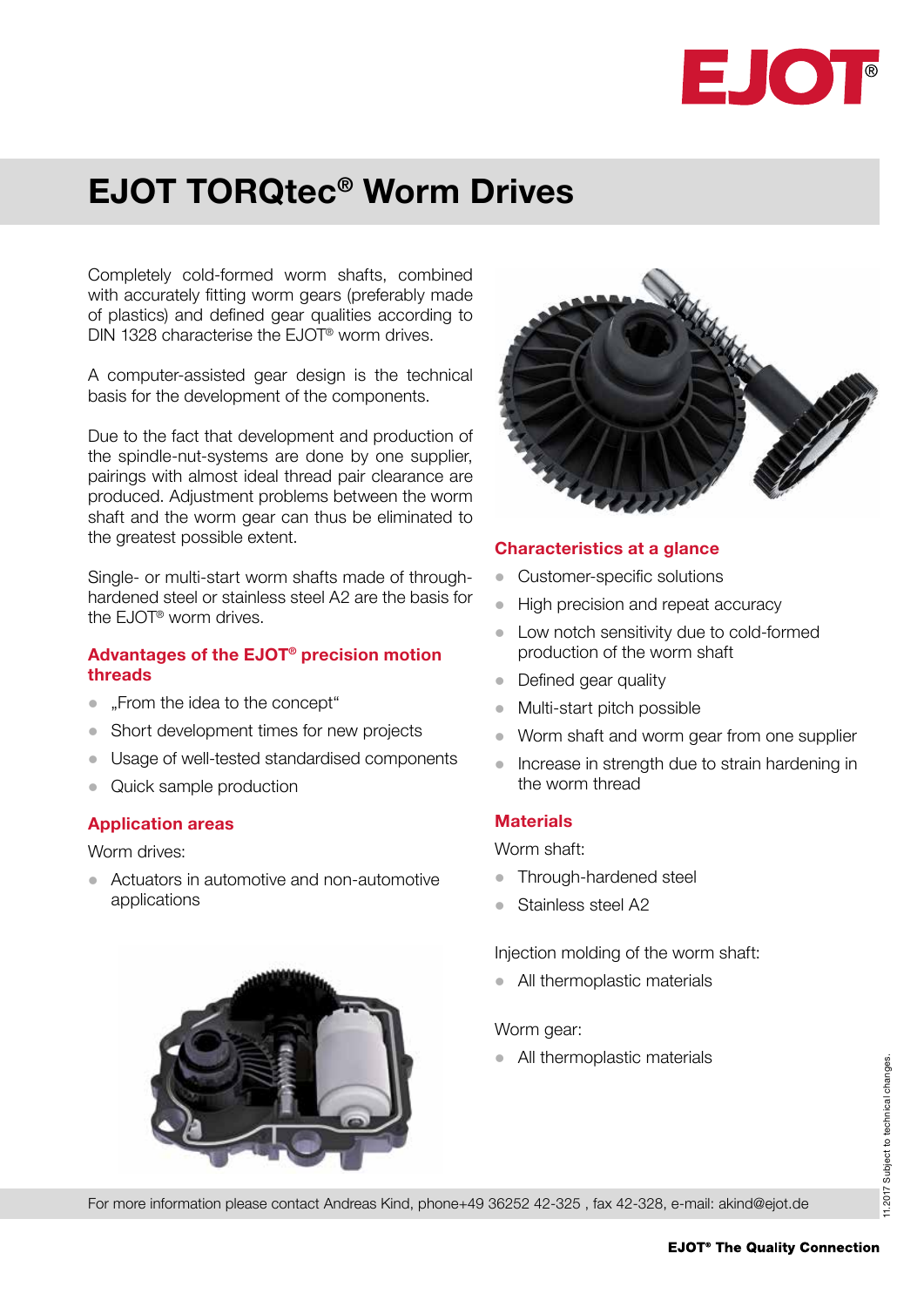# EJOT TORQtec® Worm Drives

Completely cold-formed worm shafts, combined with accurately fitting worm gears (preferably made of plastics) and defined gear qualities according to DIN 1328 characterise the EJOT® worm drives.

A computer-assisted gear design is the technical basis for the development of the components.

Due to the fact that development and production of the spindle-nut-systems are done by one supplier, pairings with almost ideal thread pair clearance are produced. Adjustment problems between the worm shaft and the worm gear can thus be eliminated to the greatest possible extent.

Single- or multi-start worm shafts made of through-hardened steel or stainless steel A2 are the basis for the EJOT® worm drives.

## Advantages of the EJOT® precision motion threads

- „From the idea to the concept"
- Short development times for new projects
- Usage of well-tested standardised components
- Quick sample production

## Application areas

Worm drives:

- Actuators in automotive and non-automotive applications

## Characteristics at a glance

- Customer-specific solutions
- High precision and repeat accuracy
- Low notch sensitivity due to cold-formed production of the worm shaft
- Defined gear quality
- Multi-start pitch possible
- Worm shaft and worm gear from one supplier
- Increase in strength due to strain hardening in the worm thread

## Materials

Worm shaft:

- Through-hardened steel
- Stainless steel A2

Injection molding of the worm shaft:

- All thermoplastic materials

Worm gear:

- All thermoplastic materials

For more information please contact Andreas Kind, phone+49 36252 42-325 , fax 42-328, e-mail: akind@ejot.de

11.2017 Subject to technical changes.